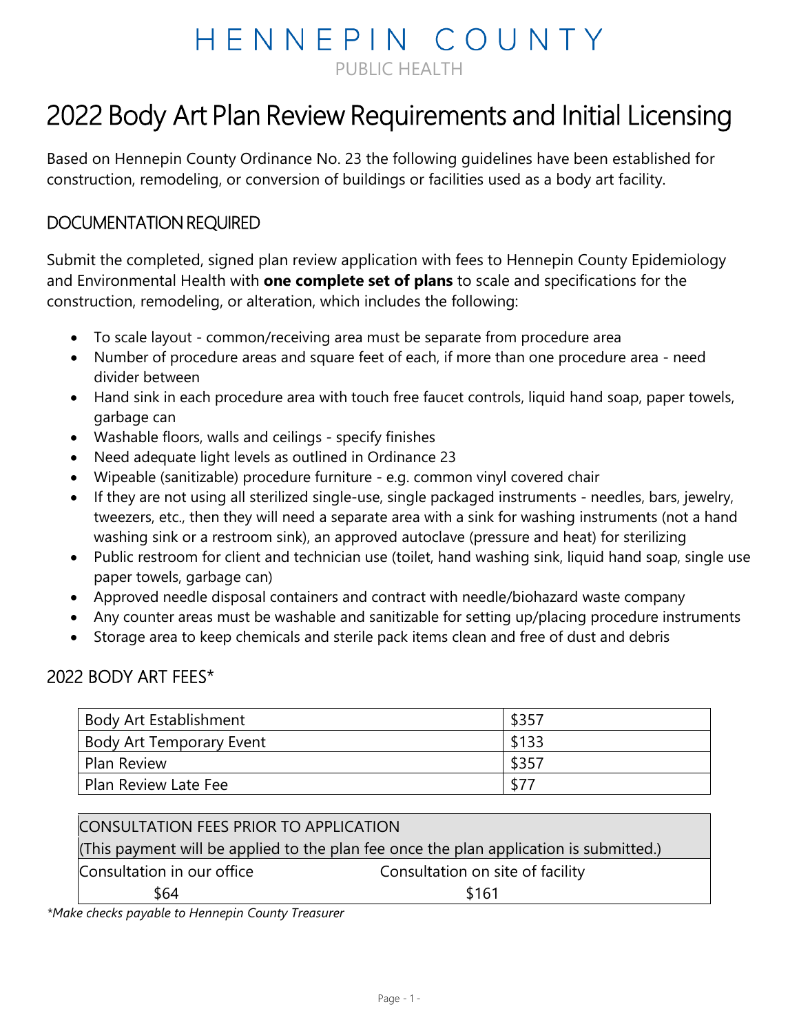# HENNEPIN COUNTY

PUBLIC HEALTH

# 2022 Body Art Plan Review Requirements and Initial Licensing

Based on Hennepin County Ordinance No. 23 the following guidelines have been established for construction, remodeling, or conversion of buildings or facilities used as a body art facility.

## DOCUMENTATION REQUIRED

Submit the completed, signed plan review application with fees to Hennepin County Epidemiology and Environmental Health with **one complete set of plans** to scale and specifications for the construction, remodeling, or alteration, which includes the following:

- To scale layout - common/receiving area must be separate from procedure area
- Number of procedure areas and square feet of each, if more than one procedure area - need divider between
- Hand sink in each procedure area with touch free faucet controls, liquid hand soap, paper towels, garbage can
- Washable floors, walls and ceilings - specify finishes
- Need adequate light levels as outlined in Ordinance 23
- Wipeable (sanitizable) procedure furniture - e.g. common vinyl covered chair
- If they are not using all sterilized single-use, single packaged instruments - needles, bars, jewelry, tweezers, etc., then they will need a separate area with a sink for washing instruments (not a hand washing sink or a restroom sink), an approved autoclave (pressure and heat) for sterilizing
- Public restroom for client and technician use (toilet, hand washing sink, liquid hand soap, single use paper towels, garbage can)
- Approved needle disposal containers and contract with needle/biohazard waste company
- Any counter areas must be washable and sanitizable for setting up/placing procedure instruments
- Storage area to keep chemicals and sterile pack items clean and free of dust and debris

## 2022 BODY ART FEES*

| | |
|---|---|
| Body Art Establishment | $357 |
| Body Art Temporary Event | $133 |
| Plan Review | $357 |
| Plan Review Late Fee | $77 |

| CONSULTATION FEES PRIOR TO APPLICATION (This payment will be applied to the plan fee once the plan application is submitted.) | |
|---|---|
| Consultation in our office | Consultation on site of facility |
| $64 | $161 |

*\*Make checks payable to Hennepin County Treasurer*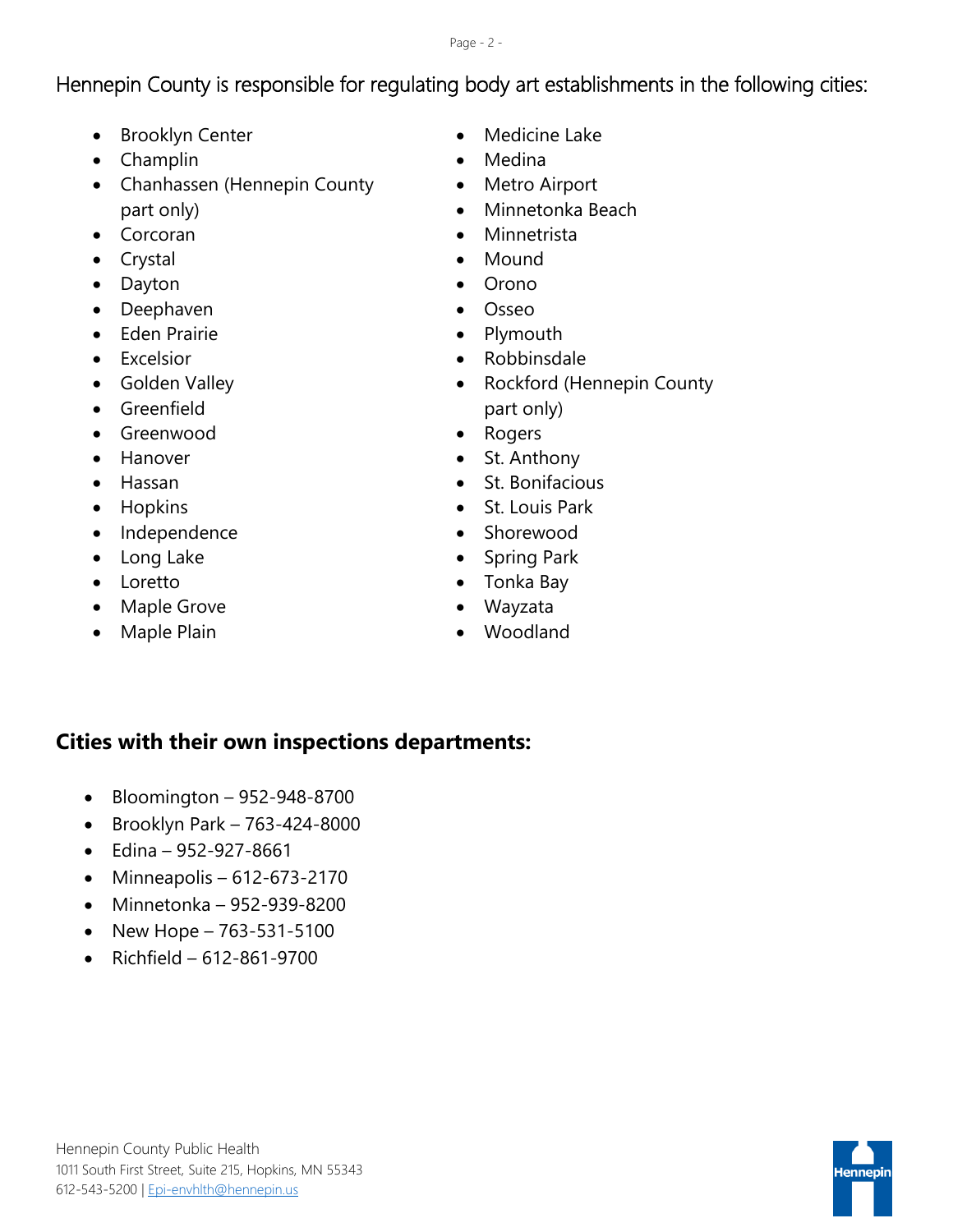Hennepin County is responsible for regulating body art establishments in the following cities:

- Brooklyn Center
- Champlin
- Chanhassen (Hennepin County part only)
- Corcoran
- Crystal
- Dayton
- Deephaven
- Eden Prairie
- Excelsior
- Golden Valley
- Greenfield
- Greenwood
- Hanover
- Hassan
- Hopkins
- Independence
- Long Lake
- Loretto
- Maple Grove
- Maple Plain
- Medicine Lake
- Medina
- Metro Airport
- Minnetonka Beach
- Minnetrista
- Mound
- Orono
- Osseo
- Plymouth
- Robbinsdale
- Rockford (Hennepin County part only)
- Rogers
- St. Anthony
- St. Bonifacious
- St. Louis Park
- Shorewood
- Spring Park
- Tonka Bay
- Wayzata
- Woodland

## Cities with their own inspections departments:

- Bloomington – 952-948-8700
- Brooklyn Park – 763-424-8000
- Edina – 952-927-8661
- Minneapolis – 612-673-2170
- Minnetonka – 952-939-8200
- New Hope – 763-531-5100
- Richfield – 612-861-9700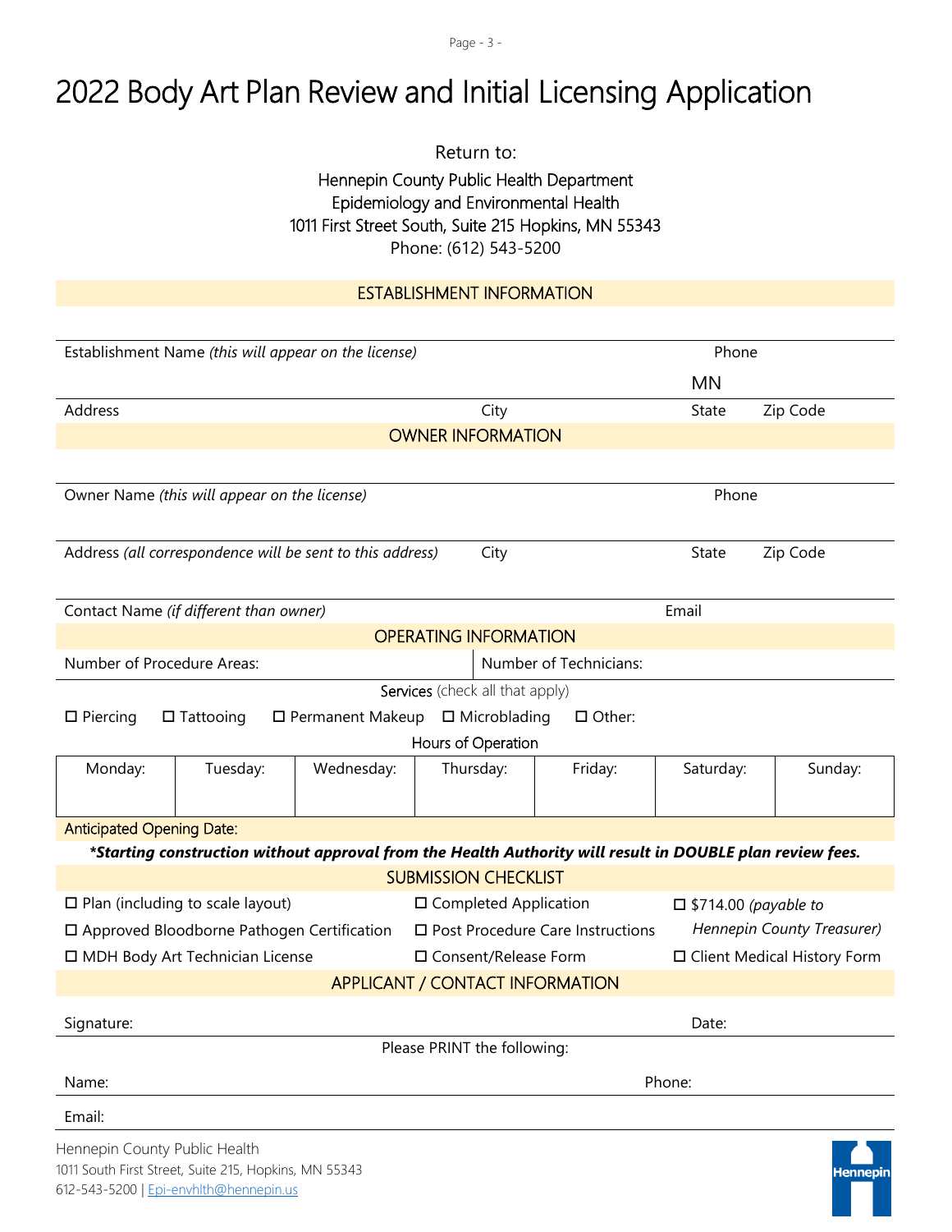# 2022 Body Art Plan Review and Initial Licensing Application

Return to:

Hennepin County Public Health Department
Epidemiology and Environmental Health
1011 First Street South, Suite 215 Hopkins, MN 55343
Phone: (612) 543-5200

## ESTABLISHMENT INFORMATION

Establishment Name *(this will appear on the license)* — Phone

Address — City — State: MN — Zip Code

## OWNER INFORMATION

Owner Name *(this will appear on the license)* — Phone

Address *(all correspondence will be sent to this address)* — City — State — Zip Code

Contact Name *(if different than owner)* — Email

## OPERATING INFORMATION

Number of Procedure Areas: — Number of Technicians:

**Services** (check all that apply)

☐ Piercing ☐ Tattooing ☐ Permanent Makeup ☐ Microblading ☐ Other:

Hours of Operation

| Monday: | Tuesday: | Wednesday: | Thursday: | Friday: | Saturday: | Sunday: |
|---|---|---|---|---|---|---|
| | | | | | | |

Anticipated Opening Date:

***\*Starting construction without approval from the Health Authority will result in DOUBLE plan review fees.***

## SUBMISSION CHECKLIST

☐ Plan (including to scale layout)
☐ Approved Bloodborne Pathogen Certification
☐ MDH Body Art Technician License
☐ Completed Application
☐ Post Procedure Care Instructions
☐ Consent/Release Form
☐ $714.00 *(payable to Hennepin County Treasurer)*
☐ Client Medical History Form

## APPLICANT / CONTACT INFORMATION

Signature: — Date:

Please PRINT the following:

Name: — Phone:

Email:

Hennepin County Public Health
1011 South First Street, Suite 215, Hopkins, MN 55343
612-543-5200 | Epi-envhlth@hennepin.us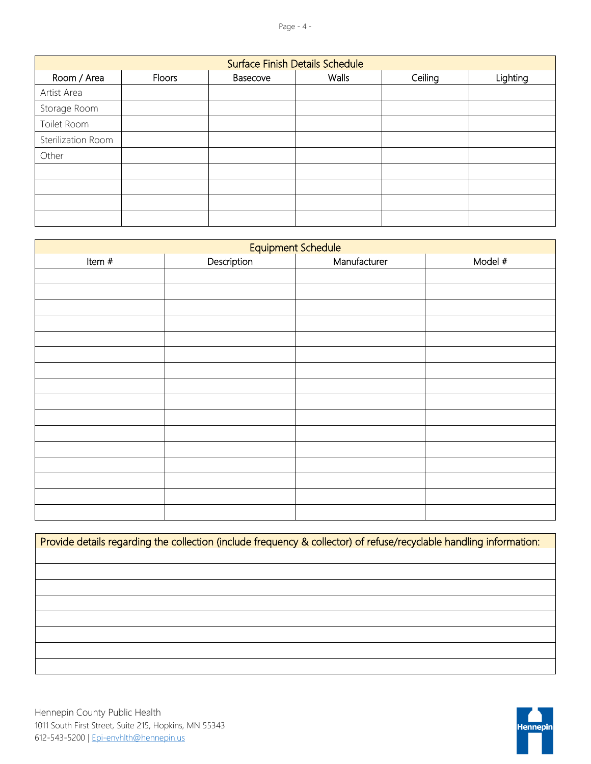| Surface Finish Details Schedule | | | | | |
|---|---|---|---|---|---|
| Room / Area | Floors | Basecove | Walls | Ceiling | Lighting |
| Artist Area | | | | | |
| Storage Room | | | | | |
| Toilet Room | | | | | |
| Sterilization Room | | | | | |
| Other | | | | | |
| | | | | | |
| | | | | | |
| | | | | | |
| | | | | | |

| Equipment Schedule | | | |
|---|---|---|---|
| Item # | Description | Manufacturer | Model # |
| | | | |
| | | | |
| | | | |
| | | | |
| | | | |
| | | | |
| | | | |
| | | | |
| | | | |
| | | | |
| | | | |
| | | | |
| | | | |
| | | | |
| | | | |
| | | | |

| Provide details regarding the collection (include frequency & collector) of refuse/recyclable handling information: |
|---|
| |
| |
| |
| |
| |
| |
| |
| |

Hennepin County Public Health
1011 South First Street, Suite 215, Hopkins, MN 55343
612-543-5200 | Epi-envhlth@hennepin.us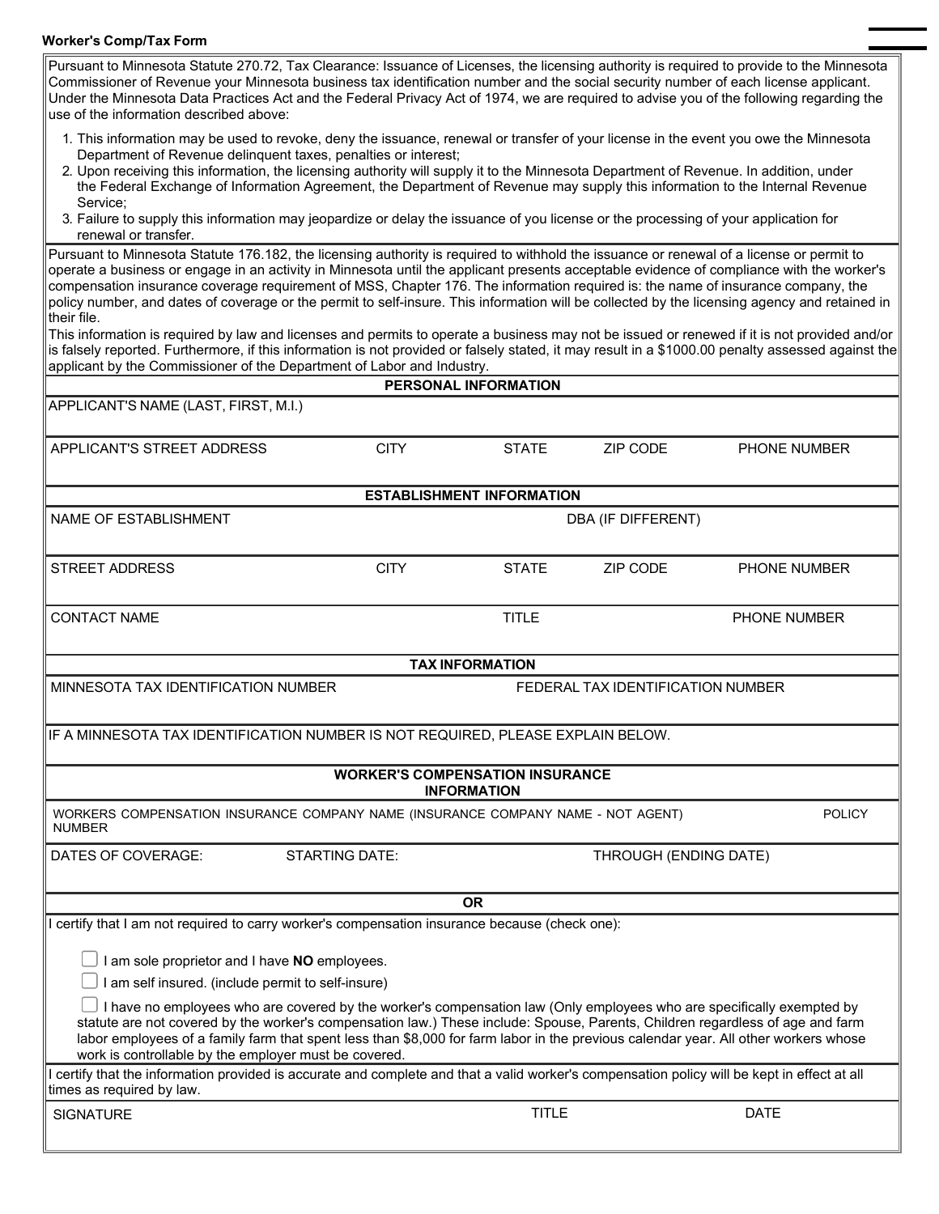**Worker's Comp/Tax Form**

Pursuant to Minnesota Statute 270.72, Tax Clearance: Issuance of Licenses, the licensing authority is required to provide to the Minnesota Commissioner of Revenue your Minnesota business tax identification number and the social security number of each license applicant. Under the Minnesota Data Practices Act and the Federal Privacy Act of 1974, we are required to advise you of the following regarding the use of the information described above:

1. This information may be used to revoke, deny the issuance, renewal or transfer of your license in the event you owe the Minnesota Department of Revenue delinquent taxes, penalties or interest;
2. Upon receiving this information, the licensing authority will supply it to the Minnesota Department of Revenue. In addition, under the Federal Exchange of Information Agreement, the Department of Revenue may supply this information to the Internal Revenue Service;
3. Failure to supply this information may jeopardize or delay the issuance of you license or the processing of your application for renewal or transfer.

Pursuant to Minnesota Statute 176.182, the licensing authority is required to withhold the issuance or renewal of a license or permit to operate a business or engage in an activity in Minnesota until the applicant presents acceptable evidence of compliance with the worker's compensation insurance coverage requirement of MSS, Chapter 176. The information required is: the name of insurance company, the policy number, and dates of coverage or the permit to self-insure. This information will be collected by the licensing agency and retained in their file.

This information is required by law and licenses and permits to operate a business may not be issued or renewed if it is not provided and/or is falsely reported. Furthermore, if this information is not provided or falsely stated, it may result in a $1000.00 penalty assessed against the applicant by the Commissioner of the Department of Labor and Industry.

**PERSONAL INFORMATION**

APPLICANT'S NAME (LAST, FIRST, M.I.)

| APPLICANT'S STREET ADDRESS | CITY | STATE | ZIP CODE | PHONE NUMBER |
|---|---|---|---|---|
| | | | | |

**ESTABLISHMENT INFORMATION**

| NAME OF ESTABLISHMENT | DBA (IF DIFFERENT) |
|---|---|
| | |

| STREET ADDRESS | CITY | STATE | ZIP CODE | PHONE NUMBER |
|---|---|---|---|---|
| | | | | |

| CONTACT NAME | TITLE | PHONE NUMBER |
|---|---|---|
| | | |

**TAX INFORMATION**

| MINNESOTA TAX IDENTIFICATION NUMBER | FEDERAL TAX IDENTIFICATION NUMBER |
|---|---|
| | |

IF A MINNESOTA TAX IDENTIFICATION NUMBER IS NOT REQUIRED, PLEASE EXPLAIN BELOW.

**WORKER'S COMPENSATION INSURANCE INFORMATION**

| WORKERS COMPENSATION INSURANCE COMPANY NAME (INSURANCE COMPANY NAME - NOT AGENT) | POLICY NUMBER |
|---|---|
| | |

| DATES OF COVERAGE: | STARTING DATE: | THROUGH (ENDING DATE) |
|---|---|---|
| | | |

**OR**

I certify that I am not required to carry worker's compensation insurance because (check one):

- ☐ I am sole proprietor and I have **NO** employees.
- ☐ I am self insured. (include permit to self-insure)
- ☐ I have no employees who are covered by the worker's compensation law (Only employees who are specifically exempted by statute are not covered by the worker's compensation law.) These include: Spouse, Parents, Children regardless of age and farm labor employees of a family farm that spent less than $8,000 for farm labor in the previous calendar year. All other workers whose work is controllable by the employer must be covered.

I certify that the information provided is accurate and complete and that a valid worker's compensation policy will be kept in effect at all times as required by law.

| SIGNATURE | TITLE | DATE |
|---|---|---|
| | | |